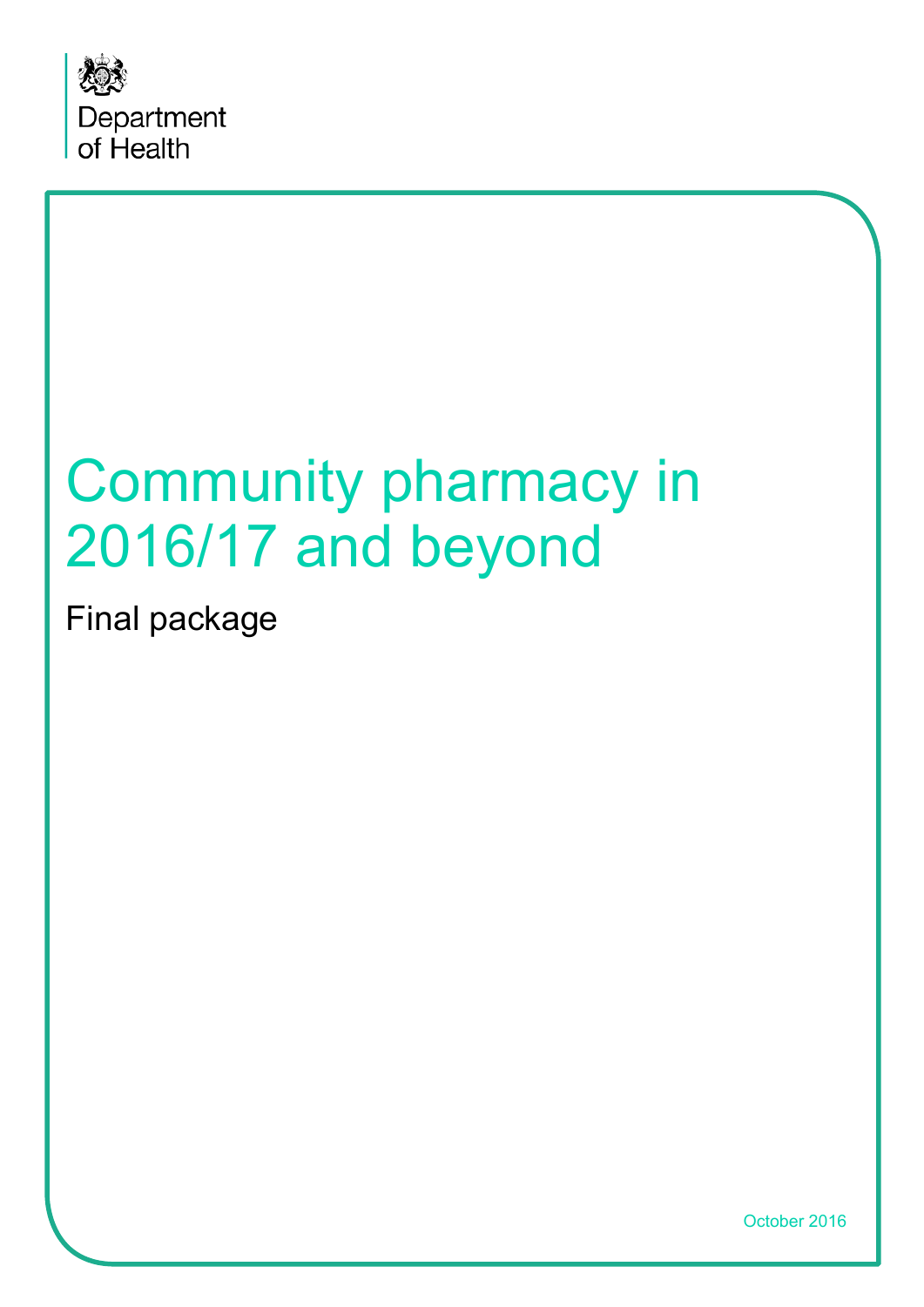Department of Health

# Community pharmacy in 2016/17 and beyond

Final package

October 2016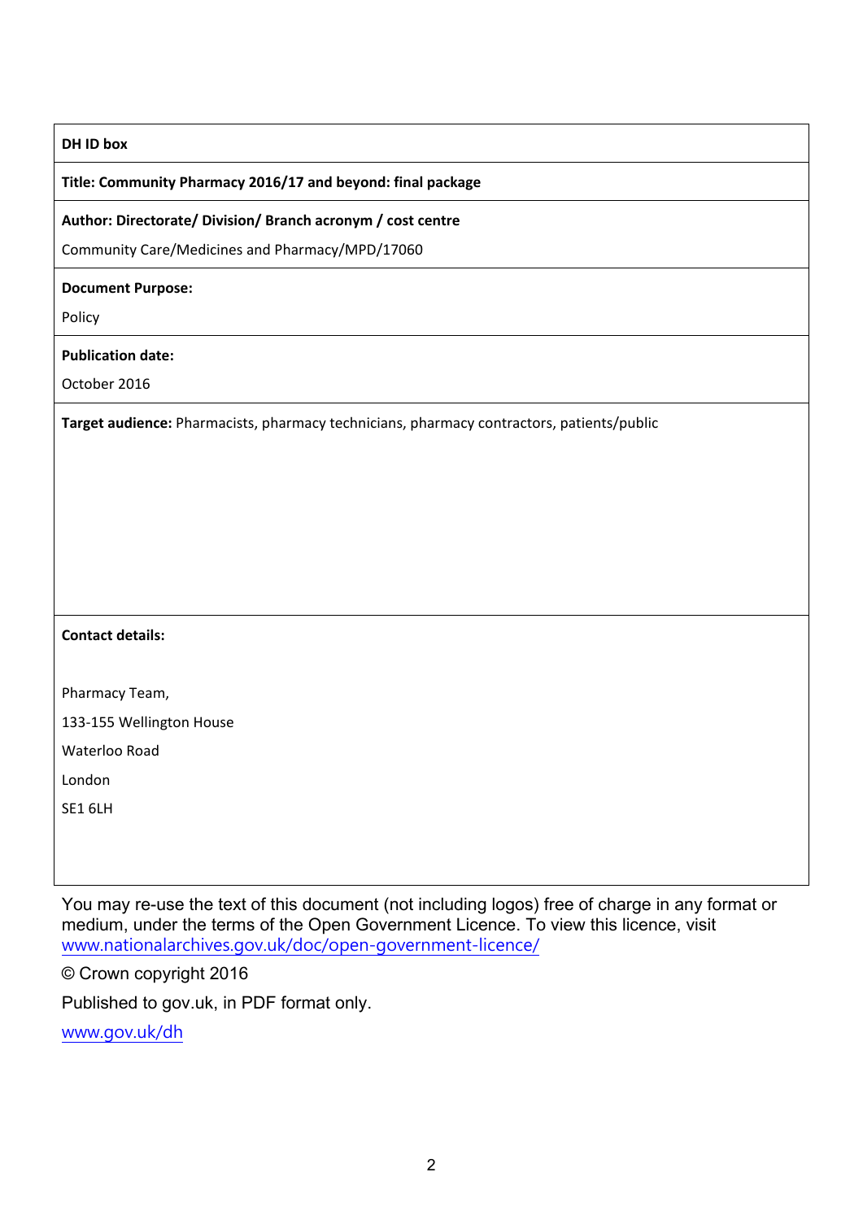**DH ID box**

**Title: Community Pharmacy 2016/17 and beyond: final package**

**Author: Directorate/ Division/ Branch acronym / cost centre**

Community Care/Medicines and Pharmacy/MPD/17060

**Document Purpose:**

Policy

**Publication date:**

October 2016

**Target audience:** Pharmacists, pharmacy technicians, pharmacy contractors, patients/public

**Contact details:**

Pharmacy Team,

133-155 Wellington House

Waterloo Road

London

SE1 6LH

You may re-use the text of this document (not including logos) free of charge in any format or medium, under the terms of the Open Government Licence. To view this licence, visit [www.nationalarchives.gov.uk/doc/open-government-licence/](http://www.nationalarchives.gov.uk/doc/open-government-licence/)

© Crown copyright 2016

Published to gov.uk, in PDF format only.

[www.gov.uk/dh](http://www.gov.uk/dh)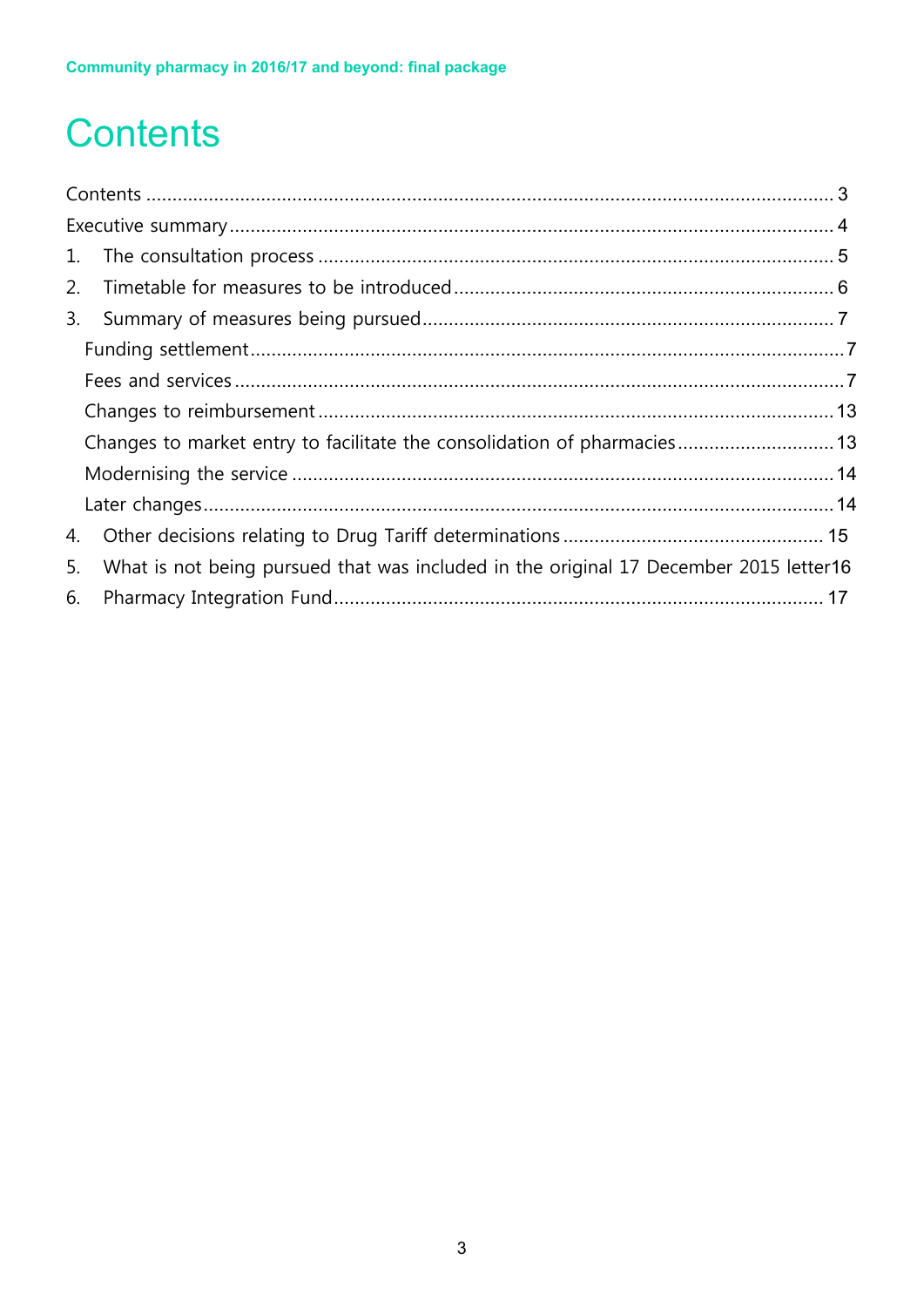# Contents

Contents ..... 3

Executive summary ..... 4

1. The consultation process ..... 5
2. Timetable for measures to be introduced ..... 6
3. Summary of measures being pursued ..... 7
   - Funding settlement ..... 7
   - Fees and services ..... 7
   - Changes to reimbursement ..... 13
   - Changes to market entry to facilitate the consolidation of pharmacies ..... 13
   - Modernising the service ..... 14
   - Later changes ..... 14
4. Other decisions relating to Drug Tariff determinations ..... 15
5. What is not being pursued that was included in the original 17 December 2015 letter ..... 16
6. Pharmacy Integration Fund ..... 17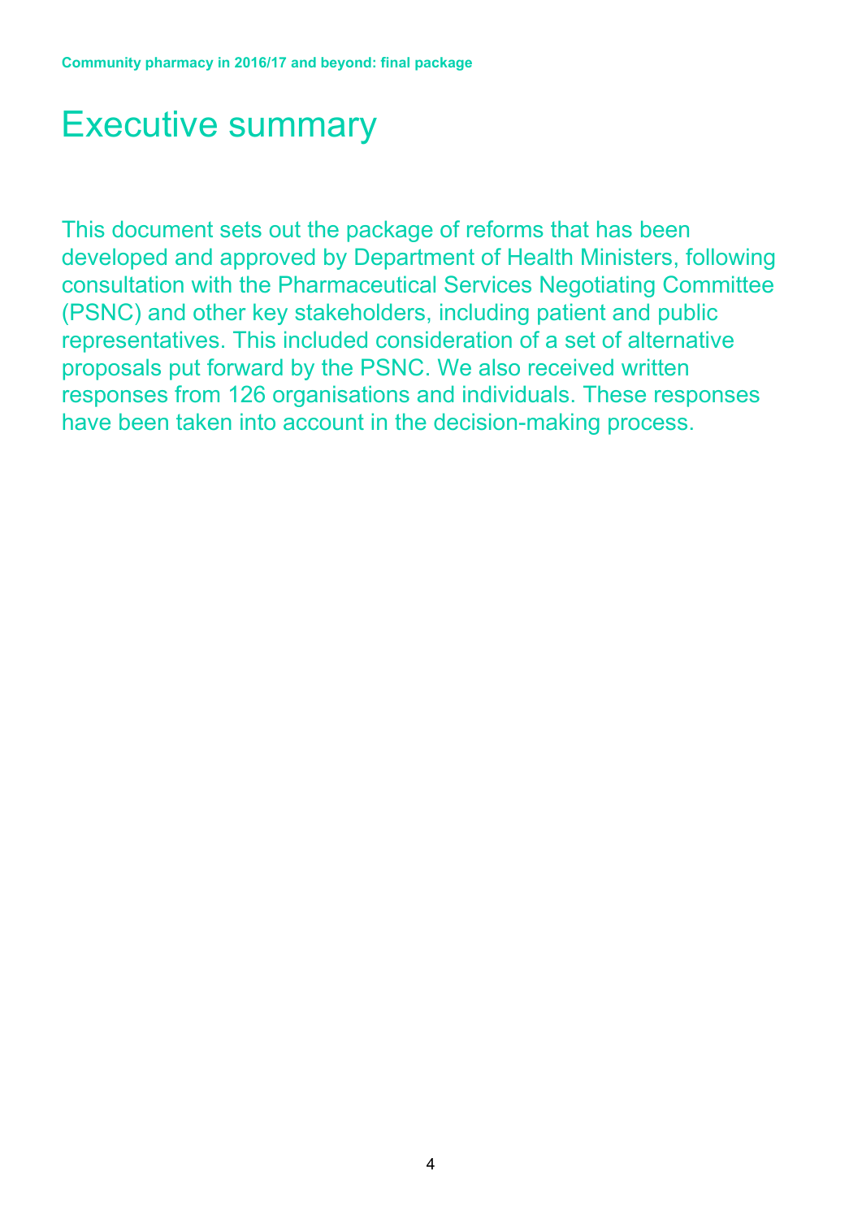# Executive summary

This document sets out the package of reforms that has been developed and approved by Department of Health Ministers, following consultation with the Pharmaceutical Services Negotiating Committee (PSNC) and other key stakeholders, including patient and public representatives. This included consideration of a set of alternative proposals put forward by the PSNC. We also received written responses from 126 organisations and individuals. These responses have been taken into account in the decision-making process.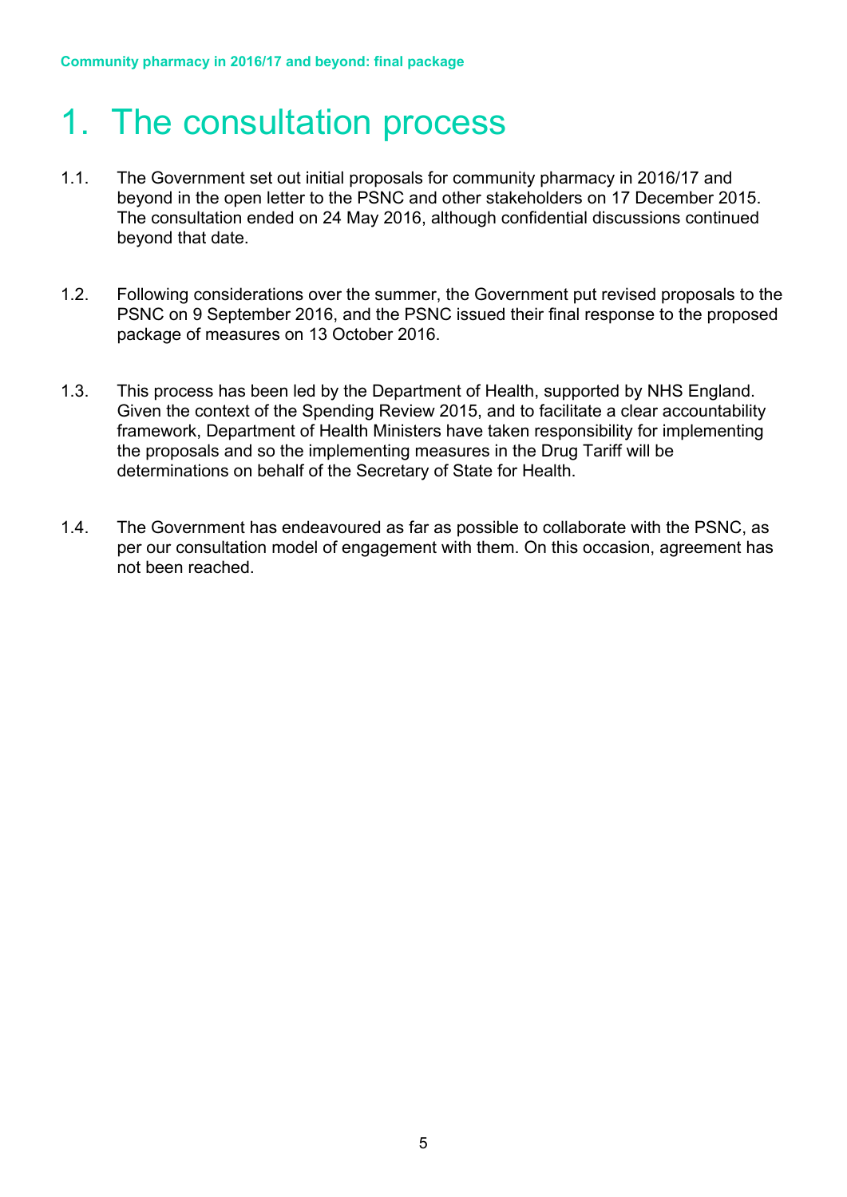# 1. The consultation process

1.1. The Government set out initial proposals for community pharmacy in 2016/17 and beyond in the open letter to the PSNC and other stakeholders on 17 December 2015. The consultation ended on 24 May 2016, although confidential discussions continued beyond that date.

1.2. Following considerations over the summer, the Government put revised proposals to the PSNC on 9 September 2016, and the PSNC issued their final response to the proposed package of measures on 13 October 2016.

1.3. This process has been led by the Department of Health, supported by NHS England. Given the context of the Spending Review 2015, and to facilitate a clear accountability framework, Department of Health Ministers have taken responsibility for implementing the proposals and so the implementing measures in the Drug Tariff will be determinations on behalf of the Secretary of State for Health.

1.4. The Government has endeavoured as far as possible to collaborate with the PSNC, as per our consultation model of engagement with them. On this occasion, agreement has not been reached.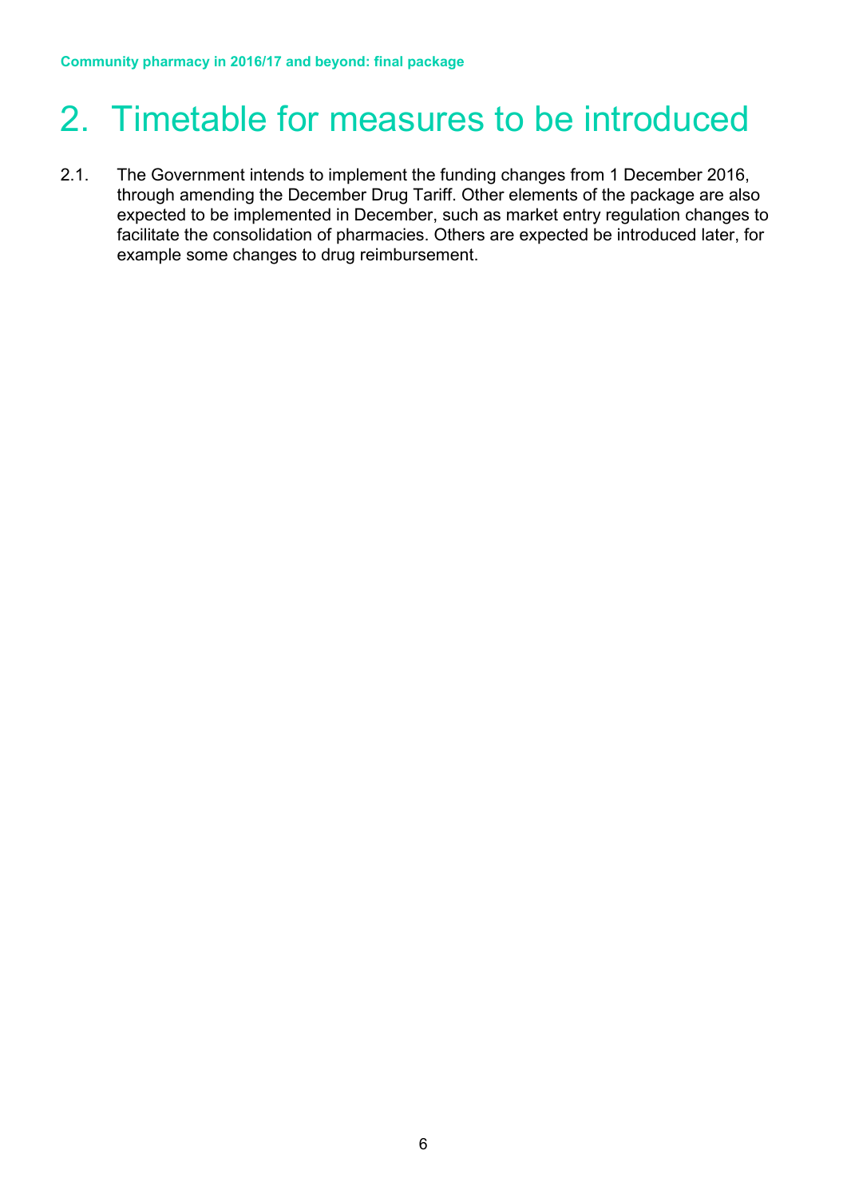# 2. Timetable for measures to be introduced

2.1. The Government intends to implement the funding changes from 1 December 2016, through amending the December Drug Tariff. Other elements of the package are also expected to be implemented in December, such as market entry regulation changes to facilitate the consolidation of pharmacies. Others are expected be introduced later, for example some changes to drug reimbursement.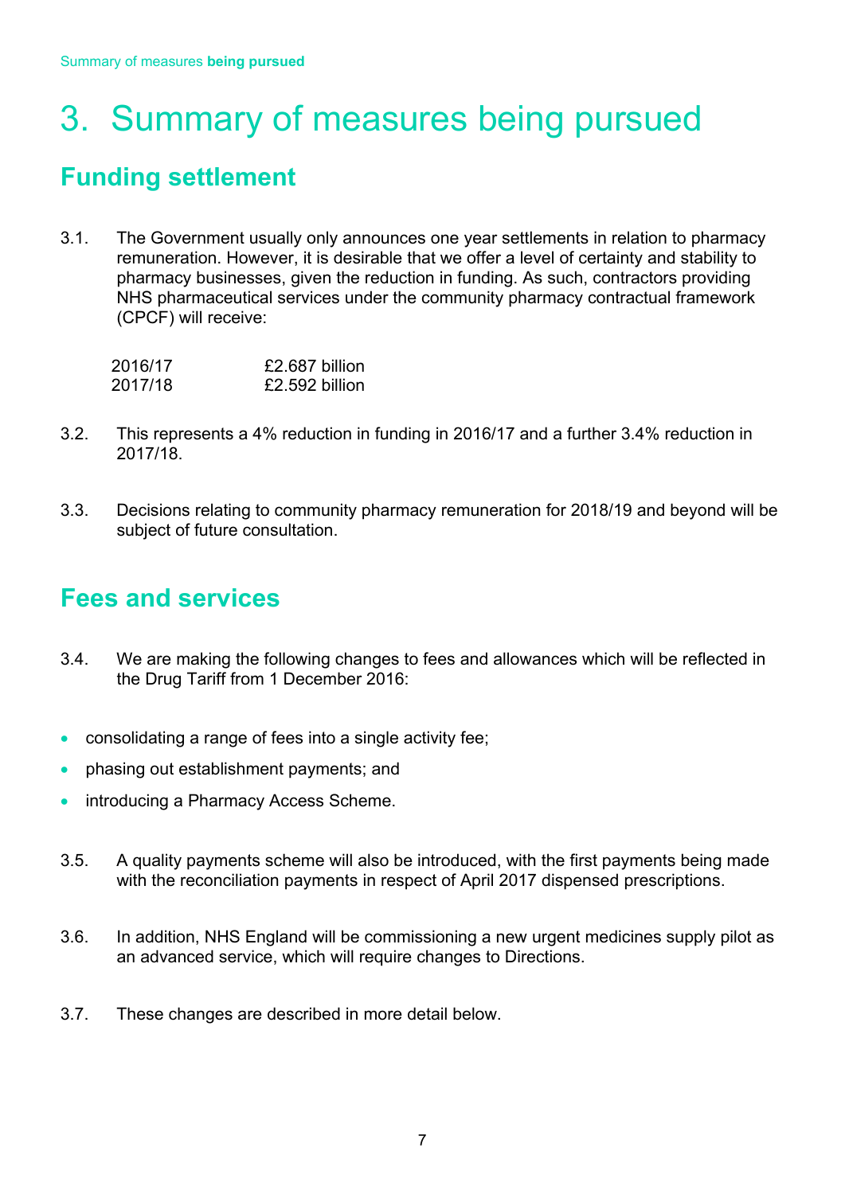# 3. Summary of measures being pursued

## Funding settlement

3.1. The Government usually only announces one year settlements in relation to pharmacy remuneration. However, it is desirable that we offer a level of certainty and stability to pharmacy businesses, given the reduction in funding. As such, contractors providing NHS pharmaceutical services under the community pharmacy contractual framework (CPCF) will receive:

| | |
|---|---|
| 2016/17 | £2.687 billion |
| 2017/18 | £2.592 billion |

3.2. This represents a 4% reduction in funding in 2016/17 and a further 3.4% reduction in 2017/18.

3.3. Decisions relating to community pharmacy remuneration for 2018/19 and beyond will be subject of future consultation.

## Fees and services

3.4. We are making the following changes to fees and allowances which will be reflected in the Drug Tariff from 1 December 2016:

- consolidating a range of fees into a single activity fee;
- phasing out establishment payments; and
- introducing a Pharmacy Access Scheme.

3.5. A quality payments scheme will also be introduced, with the first payments being made with the reconciliation payments in respect of April 2017 dispensed prescriptions.

3.6. In addition, NHS England will be commissioning a new urgent medicines supply pilot as an advanced service, which will require changes to Directions.

3.7. These changes are described in more detail below.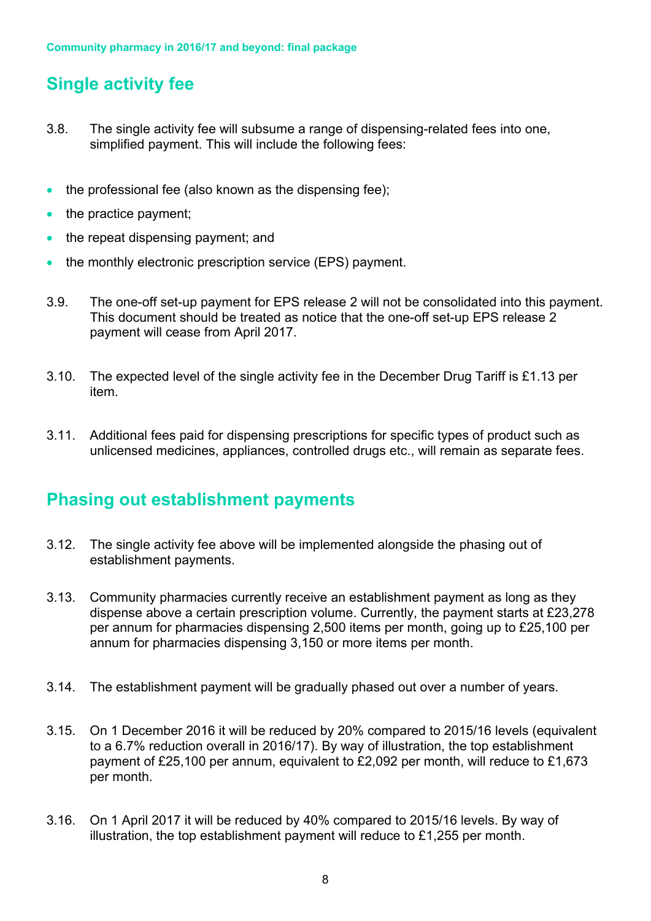## Single activity fee

3.8. The single activity fee will subsume a range of dispensing-related fees into one, simplified payment. This will include the following fees:

- the professional fee (also known as the dispensing fee);
- the practice payment;
- the repeat dispensing payment; and
- the monthly electronic prescription service (EPS) payment.

3.9. The one-off set-up payment for EPS release 2 will not be consolidated into this payment. This document should be treated as notice that the one-off set-up EPS release 2 payment will cease from April 2017.

3.10. The expected level of the single activity fee in the December Drug Tariff is £1.13 per item.

3.11. Additional fees paid for dispensing prescriptions for specific types of product such as unlicensed medicines, appliances, controlled drugs etc., will remain as separate fees.

## Phasing out establishment payments

3.12. The single activity fee above will be implemented alongside the phasing out of establishment payments.

3.13. Community pharmacies currently receive an establishment payment as long as they dispense above a certain prescription volume. Currently, the payment starts at £23,278 per annum for pharmacies dispensing 2,500 items per month, going up to £25,100 per annum for pharmacies dispensing 3,150 or more items per month.

3.14. The establishment payment will be gradually phased out over a number of years.

3.15. On 1 December 2016 it will be reduced by 20% compared to 2015/16 levels (equivalent to a 6.7% reduction overall in 2016/17). By way of illustration, the top establishment payment of £25,100 per annum, equivalent to £2,092 per month, will reduce to £1,673 per month.

3.16. On 1 April 2017 it will be reduced by 40% compared to 2015/16 levels. By way of illustration, the top establishment payment will reduce to £1,255 per month.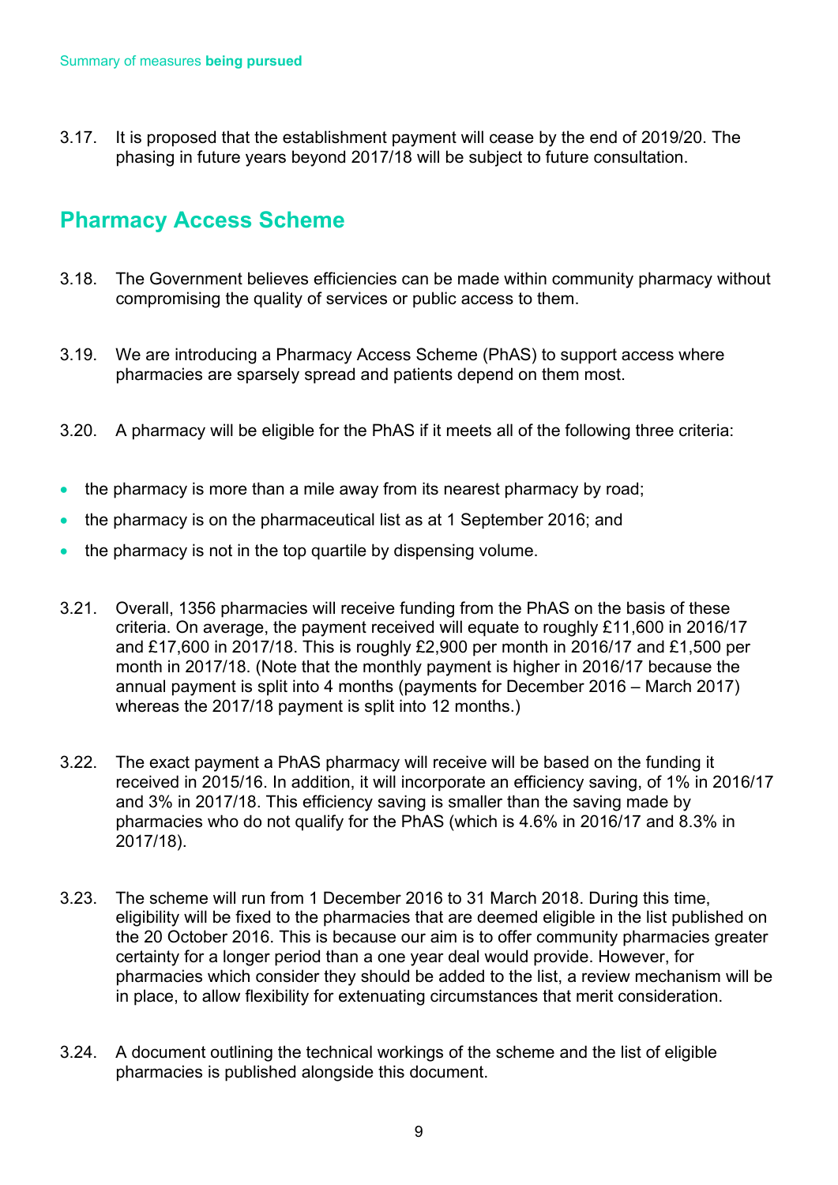3.17. It is proposed that the establishment payment will cease by the end of 2019/20. The phasing in future years beyond 2017/18 will be subject to future consultation.

## Pharmacy Access Scheme

3.18. The Government believes efficiencies can be made within community pharmacy without compromising the quality of services or public access to them.

3.19. We are introducing a Pharmacy Access Scheme (PhAS) to support access where pharmacies are sparsely spread and patients depend on them most.

3.20. A pharmacy will be eligible for the PhAS if it meets all of the following three criteria:

- the pharmacy is more than a mile away from its nearest pharmacy by road;
- the pharmacy is on the pharmaceutical list as at 1 September 2016; and
- the pharmacy is not in the top quartile by dispensing volume.

3.21. Overall, 1356 pharmacies will receive funding from the PhAS on the basis of these criteria. On average, the payment received will equate to roughly £11,600 in 2016/17 and £17,600 in 2017/18. This is roughly £2,900 per month in 2016/17 and £1,500 per month in 2017/18. (Note that the monthly payment is higher in 2016/17 because the annual payment is split into 4 months (payments for December 2016 – March 2017) whereas the 2017/18 payment is split into 12 months.)

3.22. The exact payment a PhAS pharmacy will receive will be based on the funding it received in 2015/16. In addition, it will incorporate an efficiency saving, of 1% in 2016/17 and 3% in 2017/18. This efficiency saving is smaller than the saving made by pharmacies who do not qualify for the PhAS (which is 4.6% in 2016/17 and 8.3% in 2017/18).

3.23. The scheme will run from 1 December 2016 to 31 March 2018. During this time, eligibility will be fixed to the pharmacies that are deemed eligible in the list published on the 20 October 2016. This is because our aim is to offer community pharmacies greater certainty for a longer period than a one year deal would provide. However, for pharmacies which consider they should be added to the list, a review mechanism will be in place, to allow flexibility for extenuating circumstances that merit consideration.

3.24. A document outlining the technical workings of the scheme and the list of eligible pharmacies is published alongside this document.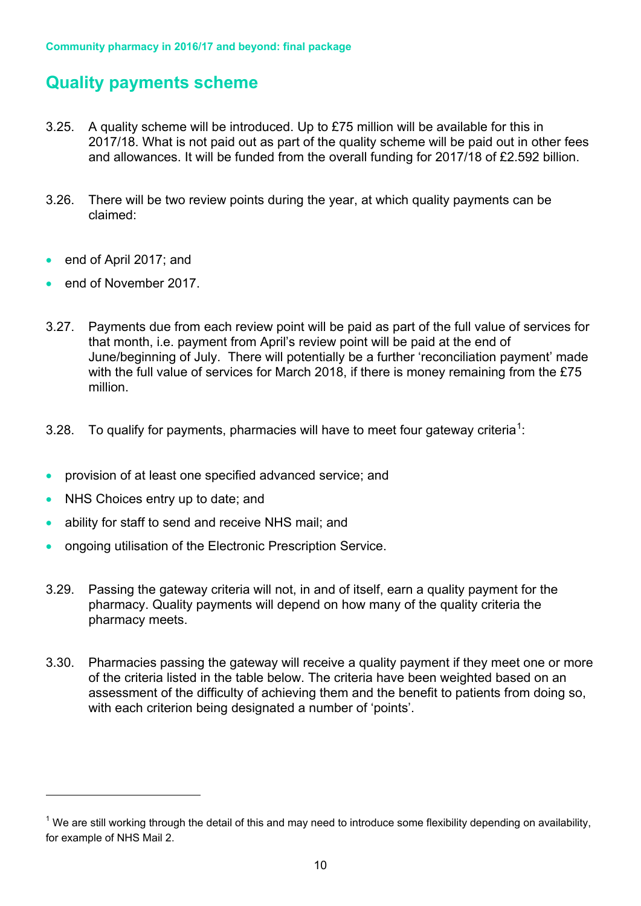## Quality payments scheme

3.25. A quality scheme will be introduced. Up to £75 million will be available for this in 2017/18. What is not paid out as part of the quality scheme will be paid out in other fees and allowances. It will be funded from the overall funding for 2017/18 of £2.592 billion.

3.26. There will be two review points during the year, at which quality payments can be claimed:

- end of April 2017; and
- end of November 2017.

3.27. Payments due from each review point will be paid as part of the full value of services for that month, i.e. payment from April's review point will be paid at the end of June/beginning of July. There will potentially be a further 'reconciliation payment' made with the full value of services for March 2018, if there is money remaining from the £75 million.

3.28. To qualify for payments, pharmacies will have to meet four gateway criteria[1]:

- provision of at least one specified advanced service; and
- NHS Choices entry up to date; and
- ability for staff to send and receive NHS mail; and
- ongoing utilisation of the Electronic Prescription Service.

3.29. Passing the gateway criteria will not, in and of itself, earn a quality payment for the pharmacy. Quality payments will depend on how many of the quality criteria the pharmacy meets.

3.30. Pharmacies passing the gateway will receive a quality payment if they meet one or more of the criteria listed in the table below. The criteria have been weighted based on an assessment of the difficulty of achieving them and the benefit to patients from doing so, with each criterion being designated a number of 'points'.

[1] We are still working through the detail of this and may need to introduce some flexibility depending on availability, for example of NHS Mail 2.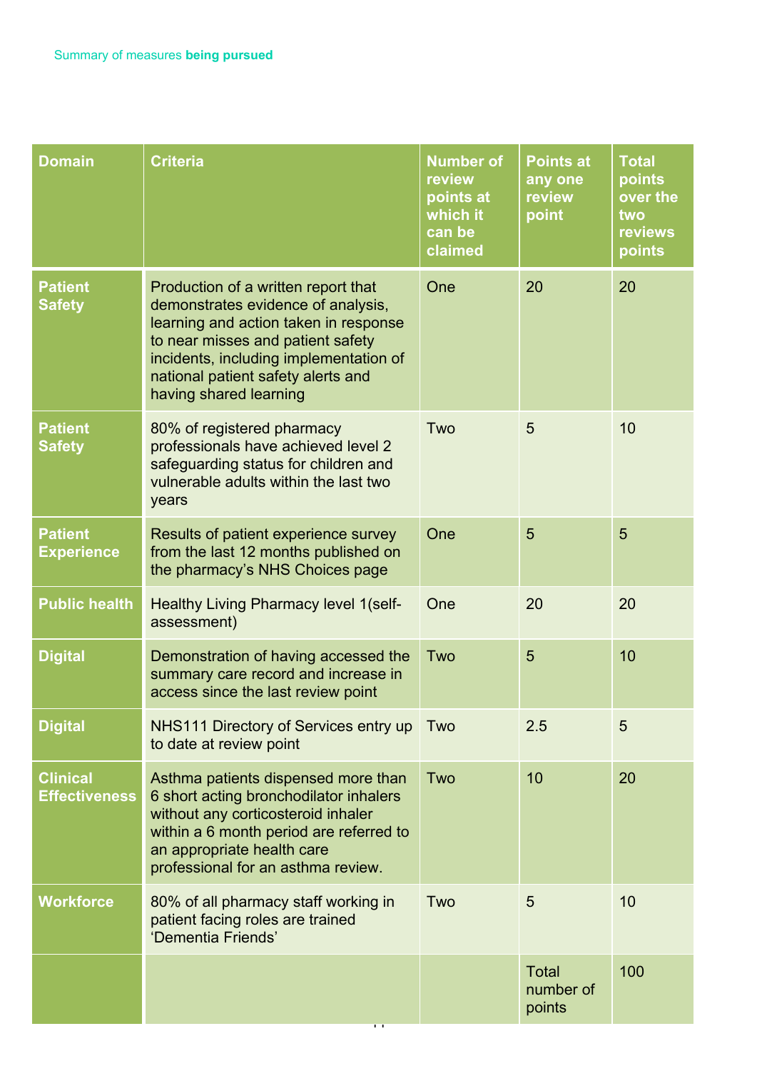Summary of measures **being pursued**

| Domain | Criteria | Number of review points at which it can be claimed | Points at any one review point | Total points over the two reviews points |
|---|---|---|---|---|
| **Patient Safety** | Production of a written report that demonstrates evidence of analysis, learning and action taken in response to near misses and patient safety incidents, including implementation of national patient safety alerts and having shared learning | One | 20 | 20 |
| **Patient Safety** | 80% of registered pharmacy professionals have achieved level 2 safeguarding status for children and vulnerable adults within the last two years | Two | 5 | 10 |
| **Patient Experience** | Results of patient experience survey from the last 12 months published on the pharmacy's NHS Choices page | One | 5 | 5 |
| **Public health** | Healthy Living Pharmacy level 1(self-assessment) | One | 20 | 20 |
| **Digital** | Demonstration of having accessed the summary care record and increase in access since the last review point | Two | 5 | 10 |
| **Digital** | NHS111 Directory of Services entry up to date at review point | Two | 2.5 | 5 |
| **Clinical Effectiveness** | Asthma patients dispensed more than 6 short acting bronchodilator inhalers without any corticosteroid inhaler within a 6 month period are referred to an appropriate health care professional for an asthma review. | Two | 10 | 20 |
| **Workforce** | 80% of all pharmacy staff working in patient facing roles are trained 'Dementia Friends' | Two | 5 | 10 |
| | | | Total number of points | 100 |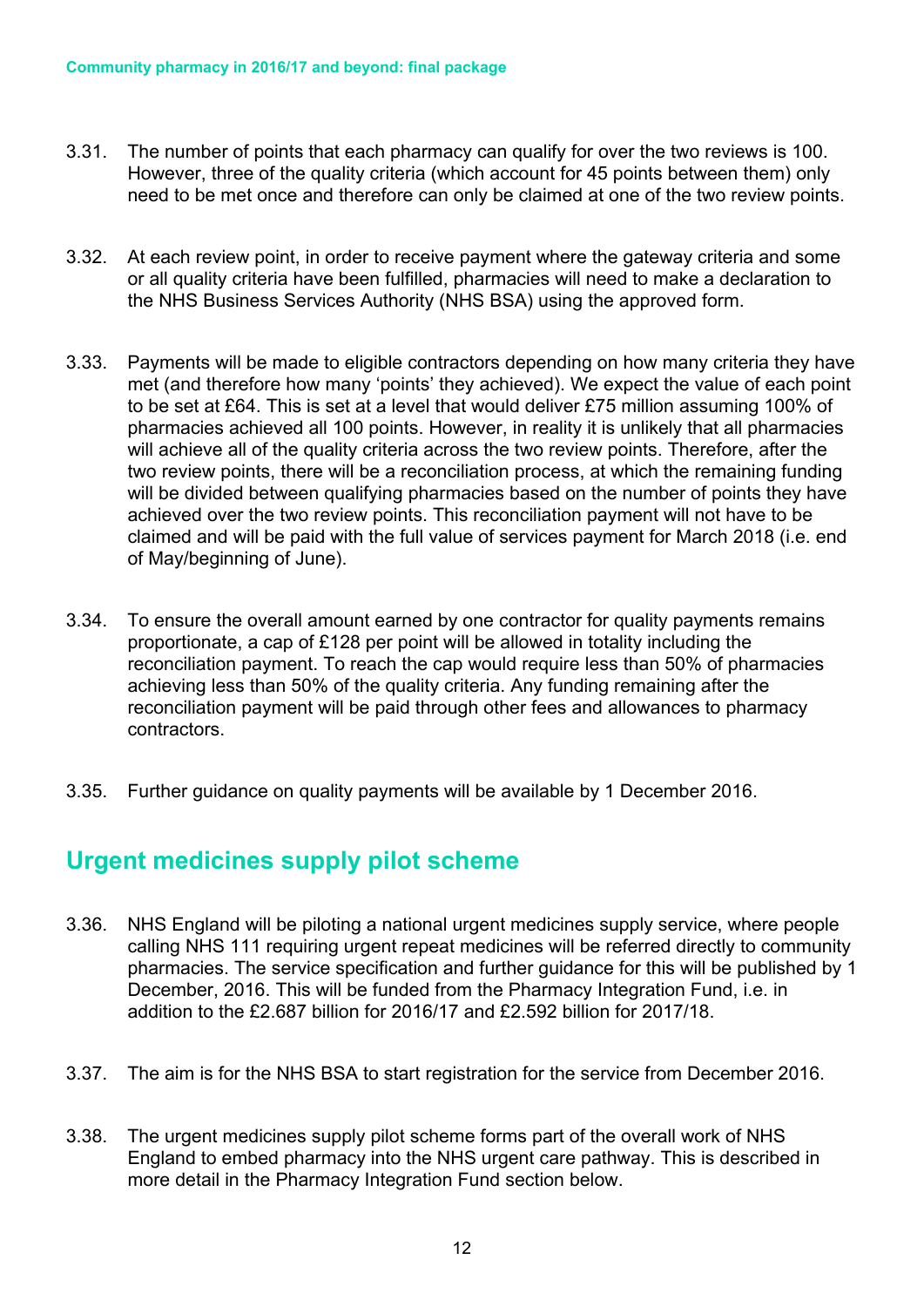3.31. The number of points that each pharmacy can qualify for over the two reviews is 100. However, three of the quality criteria (which account for 45 points between them) only need to be met once and therefore can only be claimed at one of the two review points.

3.32. At each review point, in order to receive payment where the gateway criteria and some or all quality criteria have been fulfilled, pharmacies will need to make a declaration to the NHS Business Services Authority (NHS BSA) using the approved form.

3.33. Payments will be made to eligible contractors depending on how many criteria they have met (and therefore how many 'points' they achieved). We expect the value of each point to be set at £64. This is set at a level that would deliver £75 million assuming 100% of pharmacies achieved all 100 points. However, in reality it is unlikely that all pharmacies will achieve all of the quality criteria across the two review points. Therefore, after the two review points, there will be a reconciliation process, at which the remaining funding will be divided between qualifying pharmacies based on the number of points they have achieved over the two review points. This reconciliation payment will not have to be claimed and will be paid with the full value of services payment for March 2018 (i.e. end of May/beginning of June).

3.34. To ensure the overall amount earned by one contractor for quality payments remains proportionate, a cap of £128 per point will be allowed in totality including the reconciliation payment. To reach the cap would require less than 50% of pharmacies achieving less than 50% of the quality criteria. Any funding remaining after the reconciliation payment will be paid through other fees and allowances to pharmacy contractors.

3.35. Further guidance on quality payments will be available by 1 December 2016.

## Urgent medicines supply pilot scheme

3.36. NHS England will be piloting a national urgent medicines supply service, where people calling NHS 111 requiring urgent repeat medicines will be referred directly to community pharmacies. The service specification and further guidance for this will be published by 1 December, 2016. This will be funded from the Pharmacy Integration Fund, i.e. in addition to the £2.687 billion for 2016/17 and £2.592 billion for 2017/18.

3.37. The aim is for the NHS BSA to start registration for the service from December 2016.

3.38. The urgent medicines supply pilot scheme forms part of the overall work of NHS England to embed pharmacy into the NHS urgent care pathway. This is described in more detail in the Pharmacy Integration Fund section below.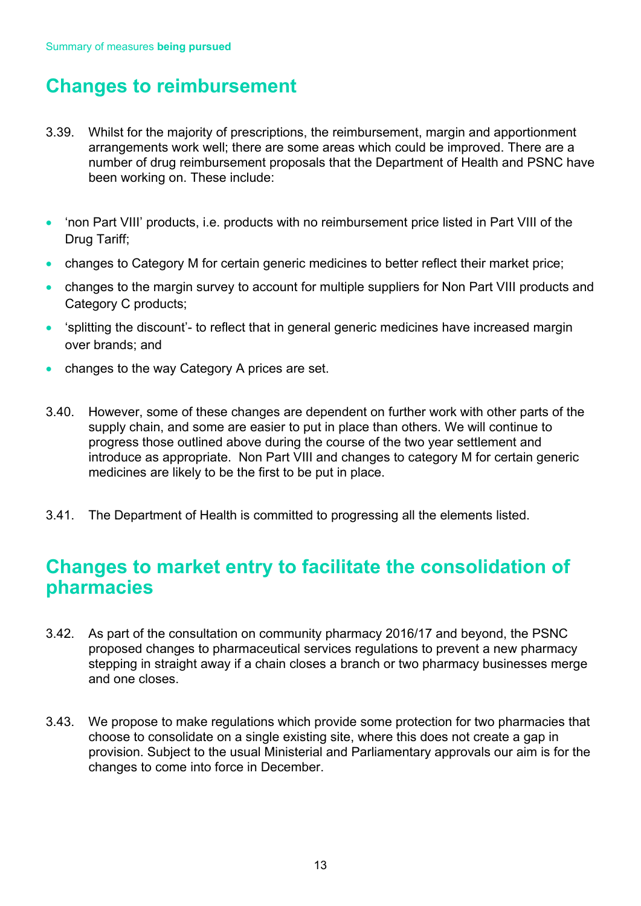## Changes to reimbursement

3.39. Whilst for the majority of prescriptions, the reimbursement, margin and apportionment arrangements work well; there are some areas which could be improved. There are a number of drug reimbursement proposals that the Department of Health and PSNC have been working on. These include:

- 'non Part VIII' products, i.e. products with no reimbursement price listed in Part VIII of the Drug Tariff;
- changes to Category M for certain generic medicines to better reflect their market price;
- changes to the margin survey to account for multiple suppliers for Non Part VIII products and Category C products;
- 'splitting the discount'- to reflect that in general generic medicines have increased margin over brands; and
- changes to the way Category A prices are set.

3.40. However, some of these changes are dependent on further work with other parts of the supply chain, and some are easier to put in place than others. We will continue to progress those outlined above during the course of the two year settlement and introduce as appropriate. Non Part VIII and changes to category M for certain generic medicines are likely to be the first to be put in place.

3.41. The Department of Health is committed to progressing all the elements listed.

## Changes to market entry to facilitate the consolidation of pharmacies

3.42. As part of the consultation on community pharmacy 2016/17 and beyond, the PSNC proposed changes to pharmaceutical services regulations to prevent a new pharmacy stepping in straight away if a chain closes a branch or two pharmacy businesses merge and one closes.

3.43. We propose to make regulations which provide some protection for two pharmacies that choose to consolidate on a single existing site, where this does not create a gap in provision. Subject to the usual Ministerial and Parliamentary approvals our aim is for the changes to come into force in December.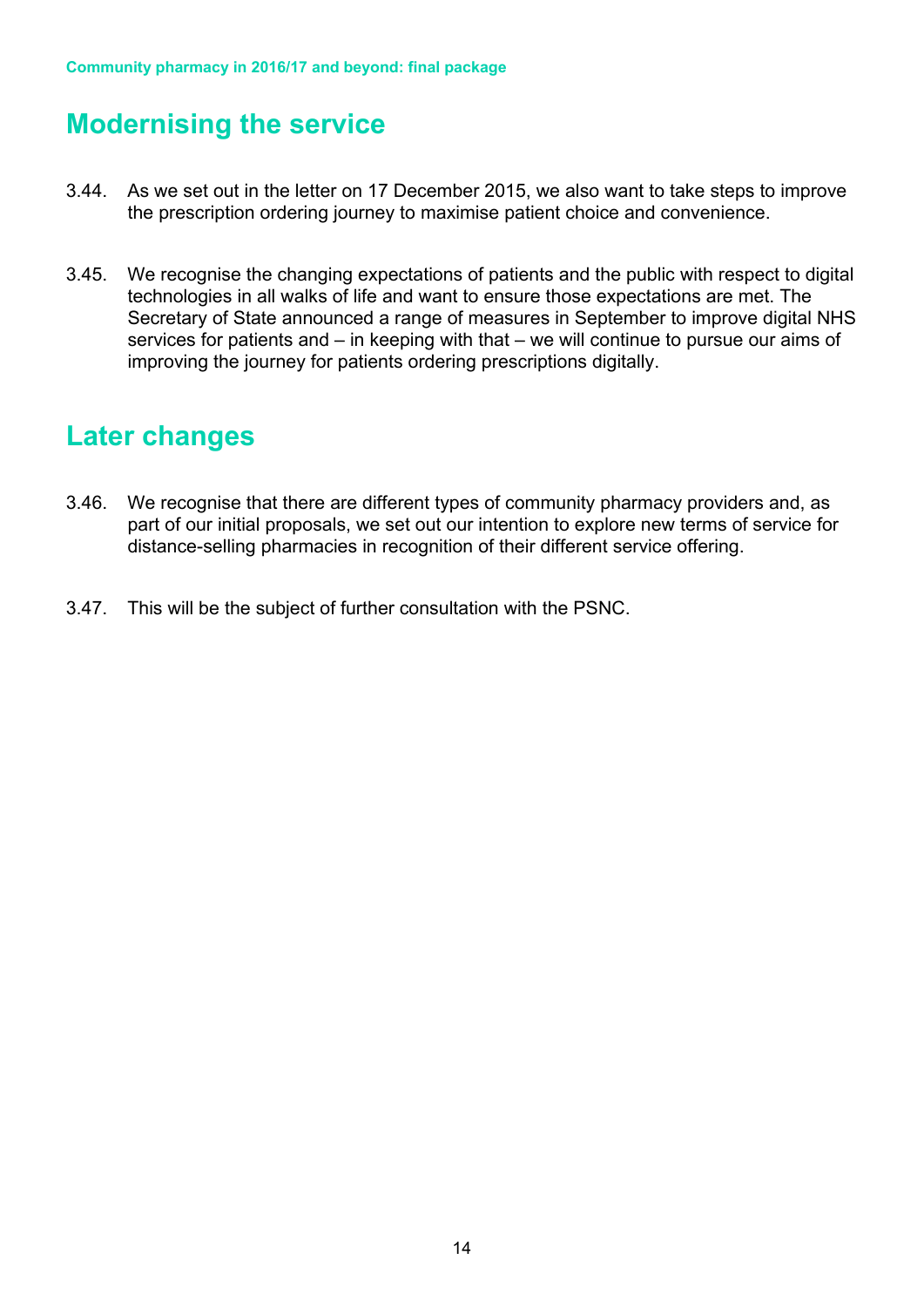## Modernising the service

3.44. As we set out in the letter on 17 December 2015, we also want to take steps to improve the prescription ordering journey to maximise patient choice and convenience.

3.45. We recognise the changing expectations of patients and the public with respect to digital technologies in all walks of life and want to ensure those expectations are met. The Secretary of State announced a range of measures in September to improve digital NHS services for patients and – in keeping with that – we will continue to pursue our aims of improving the journey for patients ordering prescriptions digitally.

## Later changes

3.46. We recognise that there are different types of community pharmacy providers and, as part of our initial proposals, we set out our intention to explore new terms of service for distance-selling pharmacies in recognition of their different service offering.

3.47. This will be the subject of further consultation with the PSNC.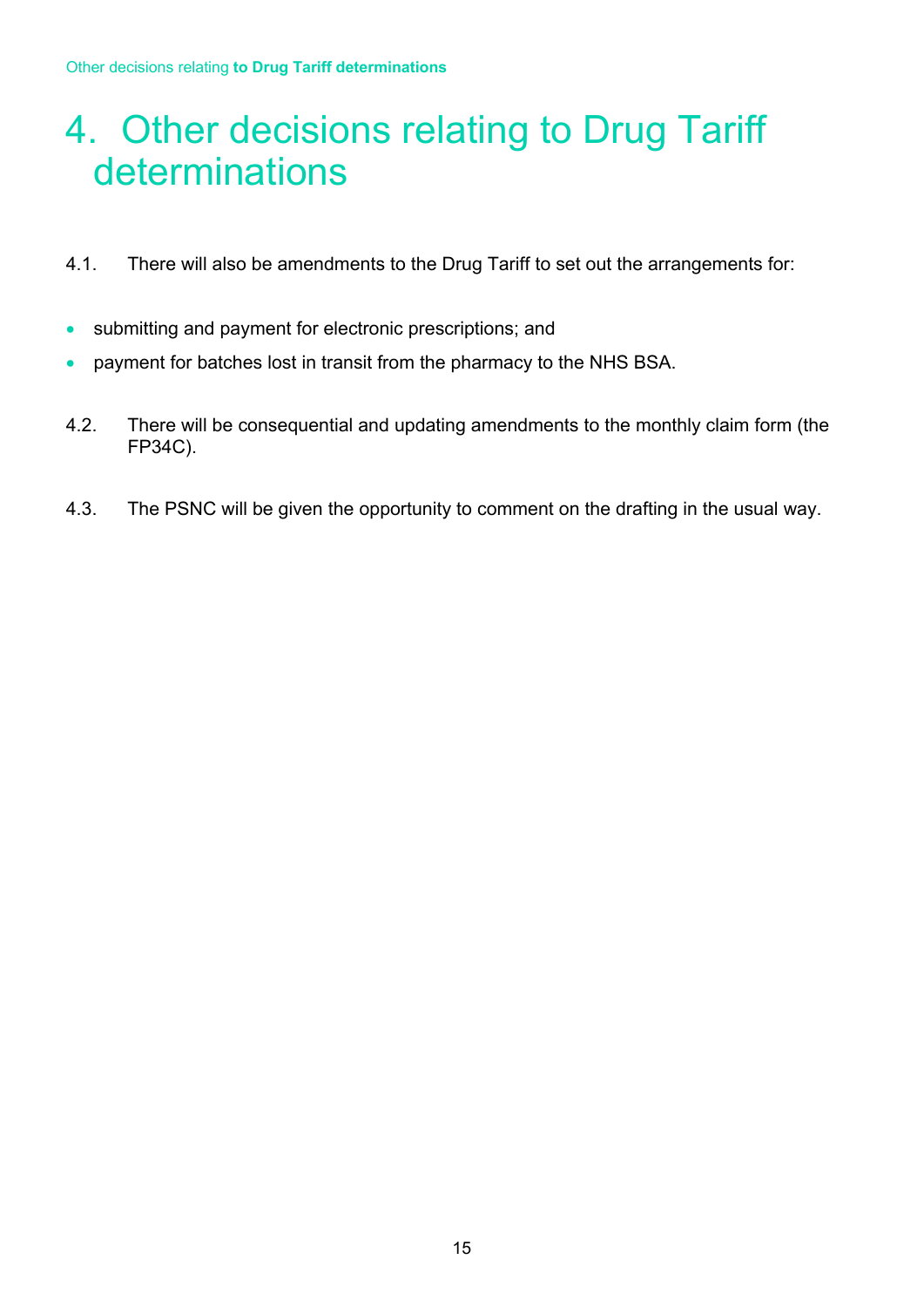# 4. Other decisions relating to Drug Tariff determinations

4.1. There will also be amendments to the Drug Tariff to set out the arrangements for:

- submitting and payment for electronic prescriptions; and
- payment for batches lost in transit from the pharmacy to the NHS BSA.

4.2. There will be consequential and updating amendments to the monthly claim form (the FP34C).

4.3. The PSNC will be given the opportunity to comment on the drafting in the usual way.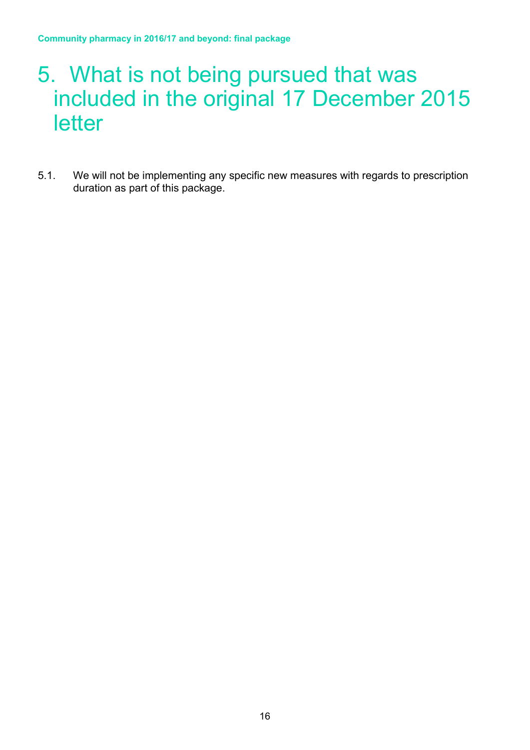# 5. What is not being pursued that was included in the original 17 December 2015 letter

5.1. We will not be implementing any specific new measures with regards to prescription duration as part of this package.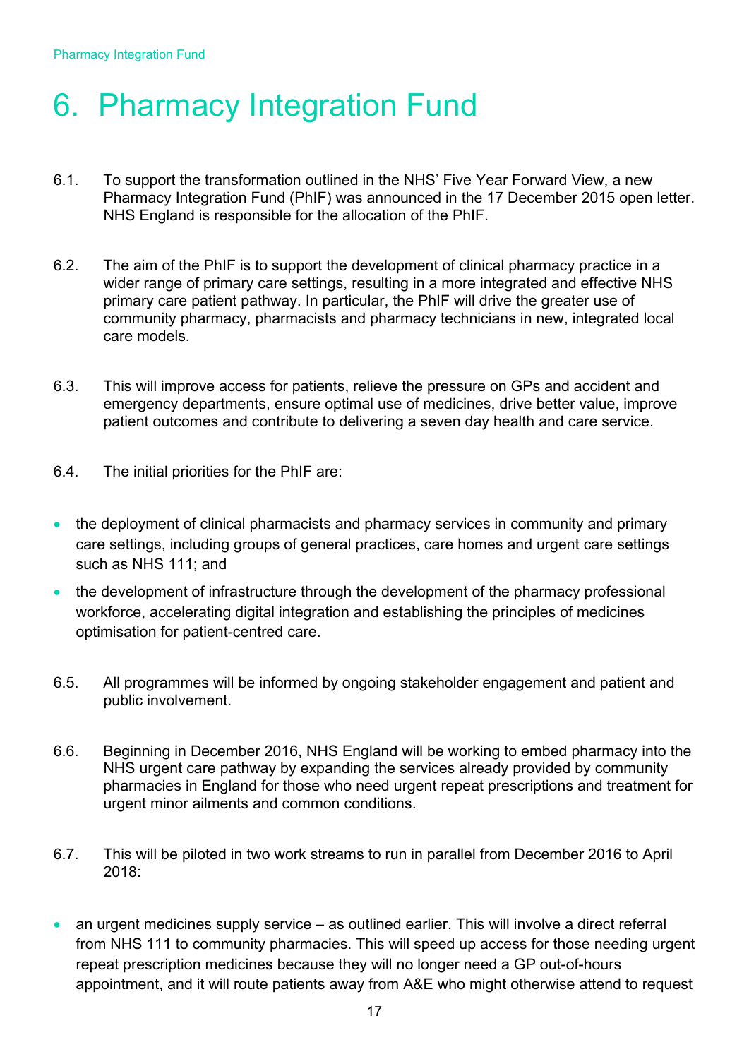# 6. Pharmacy Integration Fund

6.1. To support the transformation outlined in the NHS' Five Year Forward View, a new Pharmacy Integration Fund (PhIF) was announced in the 17 December 2015 open letter. NHS England is responsible for the allocation of the PhIF.

6.2. The aim of the PhIF is to support the development of clinical pharmacy practice in a wider range of primary care settings, resulting in a more integrated and effective NHS primary care patient pathway. In particular, the PhIF will drive the greater use of community pharmacy, pharmacists and pharmacy technicians in new, integrated local care models.

6.3. This will improve access for patients, relieve the pressure on GPs and accident and emergency departments, ensure optimal use of medicines, drive better value, improve patient outcomes and contribute to delivering a seven day health and care service.

6.4. The initial priorities for the PhIF are:

- the deployment of clinical pharmacists and pharmacy services in community and primary care settings, including groups of general practices, care homes and urgent care settings such as NHS 111; and
- the development of infrastructure through the development of the pharmacy professional workforce, accelerating digital integration and establishing the principles of medicines optimisation for patient-centred care.

6.5. All programmes will be informed by ongoing stakeholder engagement and patient and public involvement.

6.6. Beginning in December 2016, NHS England will be working to embed pharmacy into the NHS urgent care pathway by expanding the services already provided by community pharmacies in England for those who need urgent repeat prescriptions and treatment for urgent minor ailments and common conditions.

6.7. This will be piloted in two work streams to run in parallel from December 2016 to April 2018:

- an urgent medicines supply service – as outlined earlier. This will involve a direct referral from NHS 111 to community pharmacies. This will speed up access for those needing urgent repeat prescription medicines because they will no longer need a GP out-of-hours appointment, and it will route patients away from A&E who might otherwise attend to request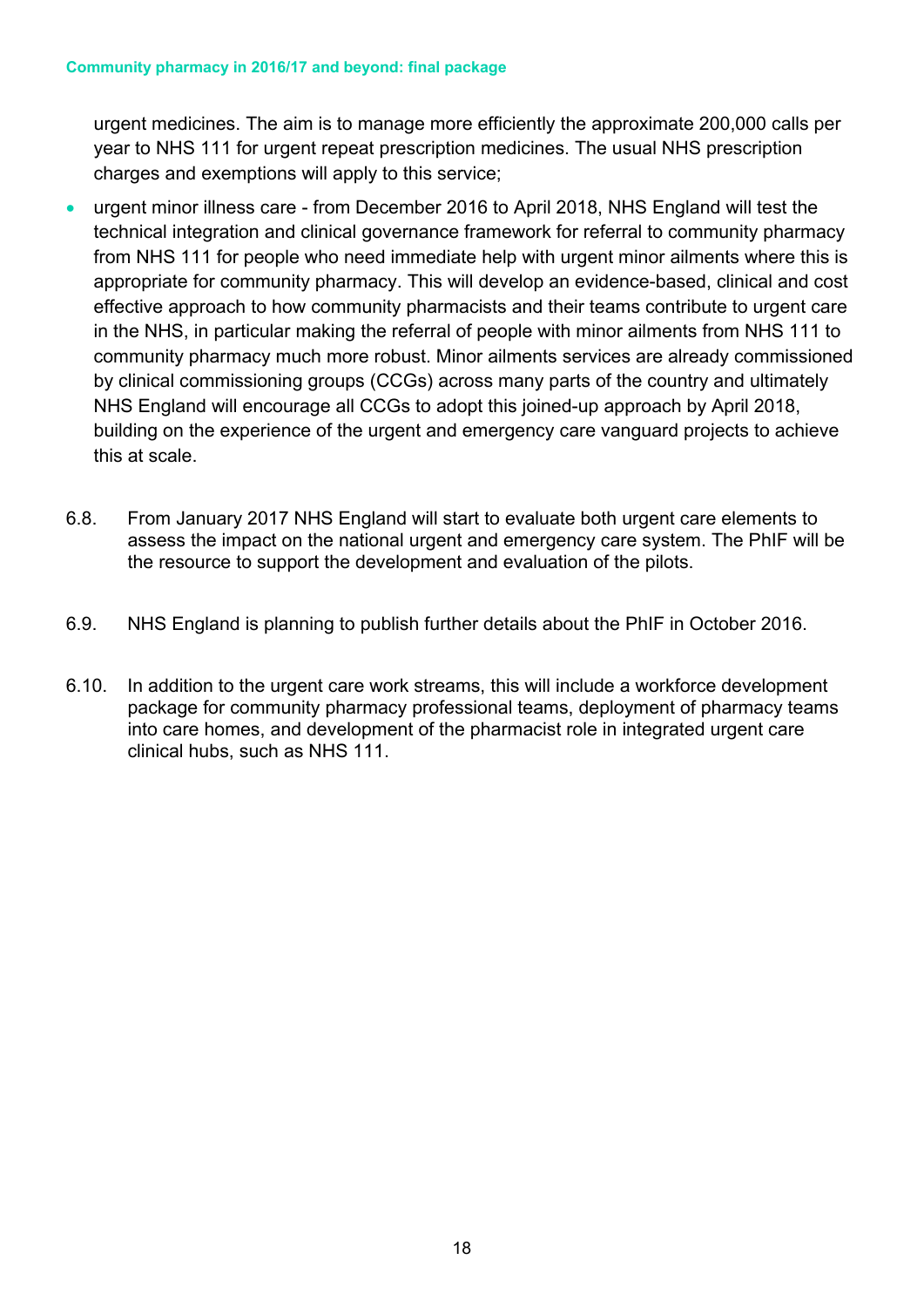urgent medicines. The aim is to manage more efficiently the approximate 200,000 calls per year to NHS 111 for urgent repeat prescription medicines. The usual NHS prescription charges and exemptions will apply to this service;

- urgent minor illness care - from December 2016 to April 2018, NHS England will test the technical integration and clinical governance framework for referral to community pharmacy from NHS 111 for people who need immediate help with urgent minor ailments where this is appropriate for community pharmacy. This will develop an evidence-based, clinical and cost effective approach to how community pharmacists and their teams contribute to urgent care in the NHS, in particular making the referral of people with minor ailments from NHS 111 to community pharmacy much more robust. Minor ailments services are already commissioned by clinical commissioning groups (CCGs) across many parts of the country and ultimately NHS England will encourage all CCGs to adopt this joined-up approach by April 2018, building on the experience of the urgent and emergency care vanguard projects to achieve this at scale.

6.8. From January 2017 NHS England will start to evaluate both urgent care elements to assess the impact on the national urgent and emergency care system. The PhIF will be the resource to support the development and evaluation of the pilots.

6.9. NHS England is planning to publish further details about the PhIF in October 2016.

6.10. In addition to the urgent care work streams, this will include a workforce development package for community pharmacy professional teams, deployment of pharmacy teams into care homes, and development of the pharmacist role in integrated urgent care clinical hubs, such as NHS 111.